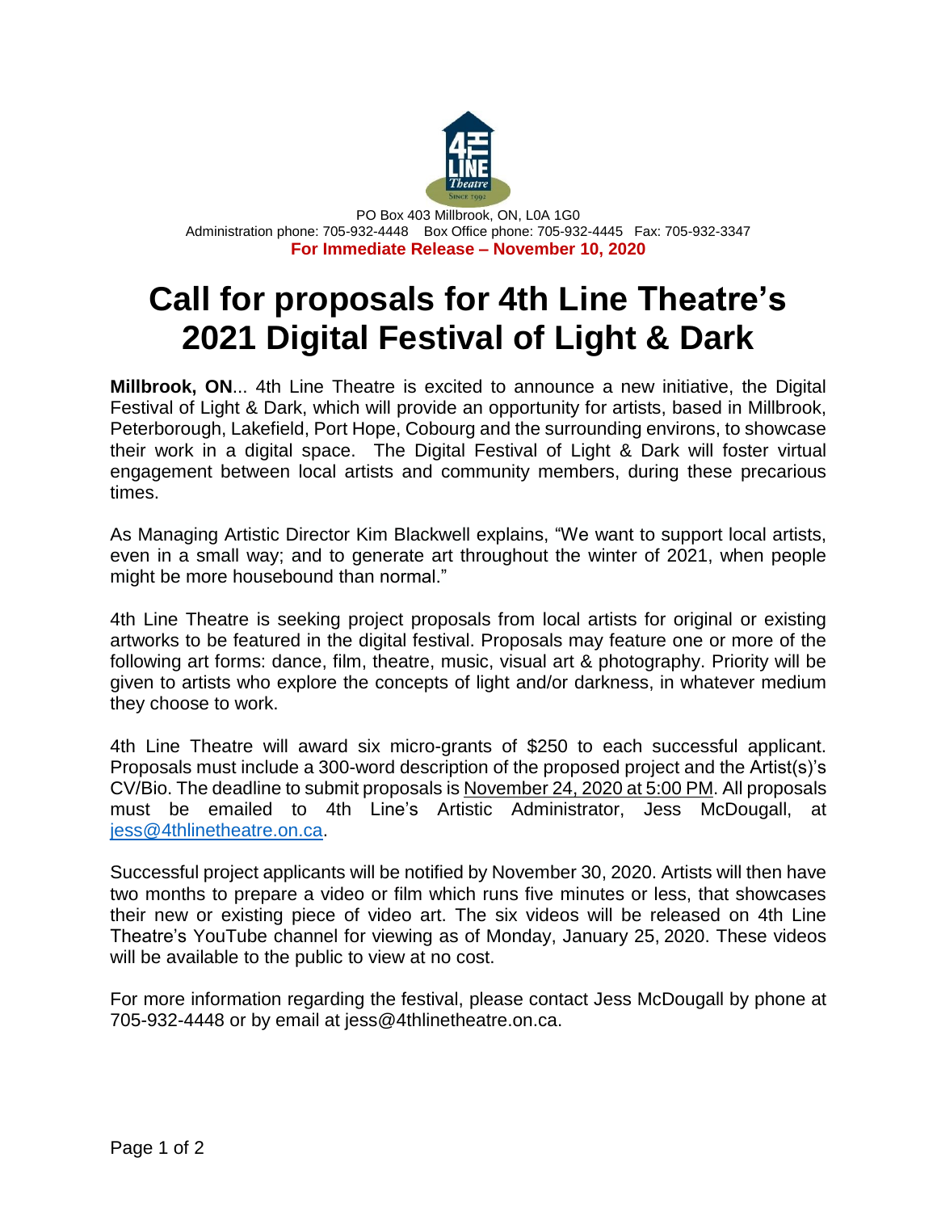PO Box 403 Millbrook, ON, L0A 1G0
Administration phone: 705-932-4448 Box Office phone: 705-932-4445 Fax: 705-932-3347

**For Immediate Release – November 10, 2020**

# Call for proposals for 4th Line Theatre's 2021 Digital Festival of Light & Dark

**Millbrook, ON**... 4th Line Theatre is excited to announce a new initiative, the Digital Festival of Light & Dark, which will provide an opportunity for artists, based in Millbrook, Peterborough, Lakefield, Port Hope, Cobourg and the surrounding environs, to showcase their work in a digital space. The Digital Festival of Light & Dark will foster virtual engagement between local artists and community members, during these precarious times.

As Managing Artistic Director Kim Blackwell explains, "We want to support local artists, even in a small way; and to generate art throughout the winter of 2021, when people might be more housebound than normal."

4th Line Theatre is seeking project proposals from local artists for original or existing artworks to be featured in the digital festival. Proposals may feature one or more of the following art forms: dance, film, theatre, music, visual art & photography. Priority will be given to artists who explore the concepts of light and/or darkness, in whatever medium they choose to work.

4th Line Theatre will award six micro-grants of $250 to each successful applicant. Proposals must include a 300-word description of the proposed project and the Artist(s)'s CV/Bio. The deadline to submit proposals is <u>November 24, 2020 at 5:00 PM</u>. All proposals must be emailed to 4th Line's Artistic Administrator, Jess McDougall, at jess@4thlinetheatre.on.ca.

Successful project applicants will be notified by November 30, 2020. Artists will then have two months to prepare a video or film which runs five minutes or less, that showcases their new or existing piece of video art. The six videos will be released on 4th Line Theatre's YouTube channel for viewing as of Monday, January 25, 2020. These videos will be available to the public to view at no cost.

For more information regarding the festival, please contact Jess McDougall by phone at 705-932-4448 or by email at jess@4thlinetheatre.on.ca.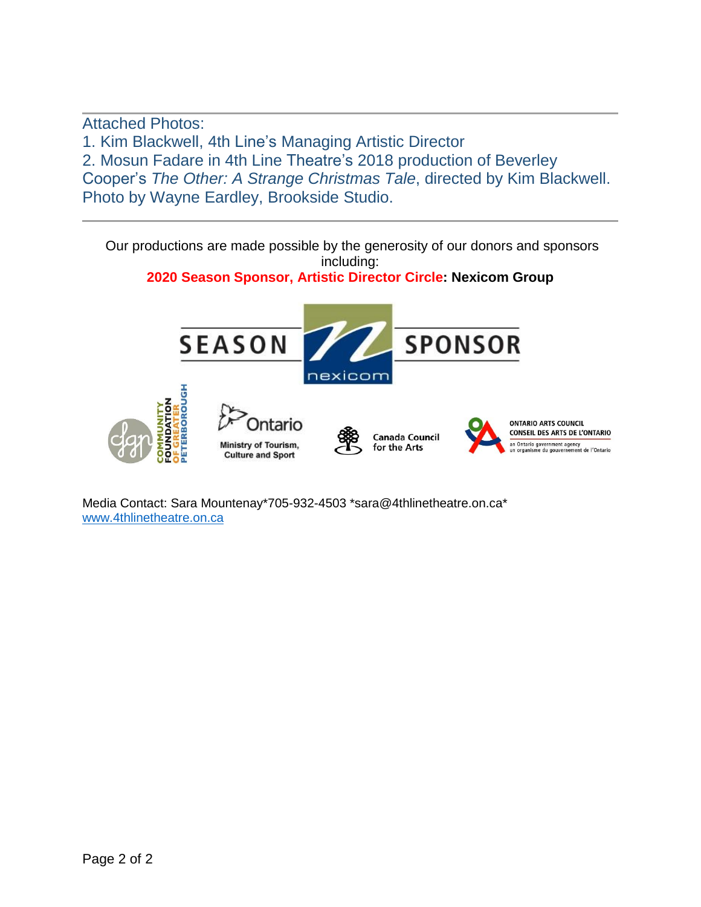Attached Photos:

1. Kim Blackwell, 4th Line's Managing Artistic Director
2. Mosun Fadare in 4th Line Theatre's 2018 production of Beverley Cooper's *The Other: A Strange Christmas Tale*, directed by Kim Blackwell. Photo by Wayne Eardley, Brookside Studio.

---

Our productions are made possible by the generosity of our donors and sponsors including:

**2020 Season Sponsor, Artistic Director Circle: Nexicom Group**

SEASON nexicom SPONSOR

COMMUNITY FOUNDATION OF GREATER PETERBOROUGH

Ontario Ministry of Tourism, Culture and Sport

Canada Council for the Arts

ONTARIO ARTS COUNCIL CONSEIL DES ARTS DE L'ONTARIO an Ontario government agency un organisme du gouvernement de l'Ontario

Media Contact: Sara Mountenay*705-932-4503 *sara@4thlinetheatre.on.ca*
www.4thlinetheatre.on.ca